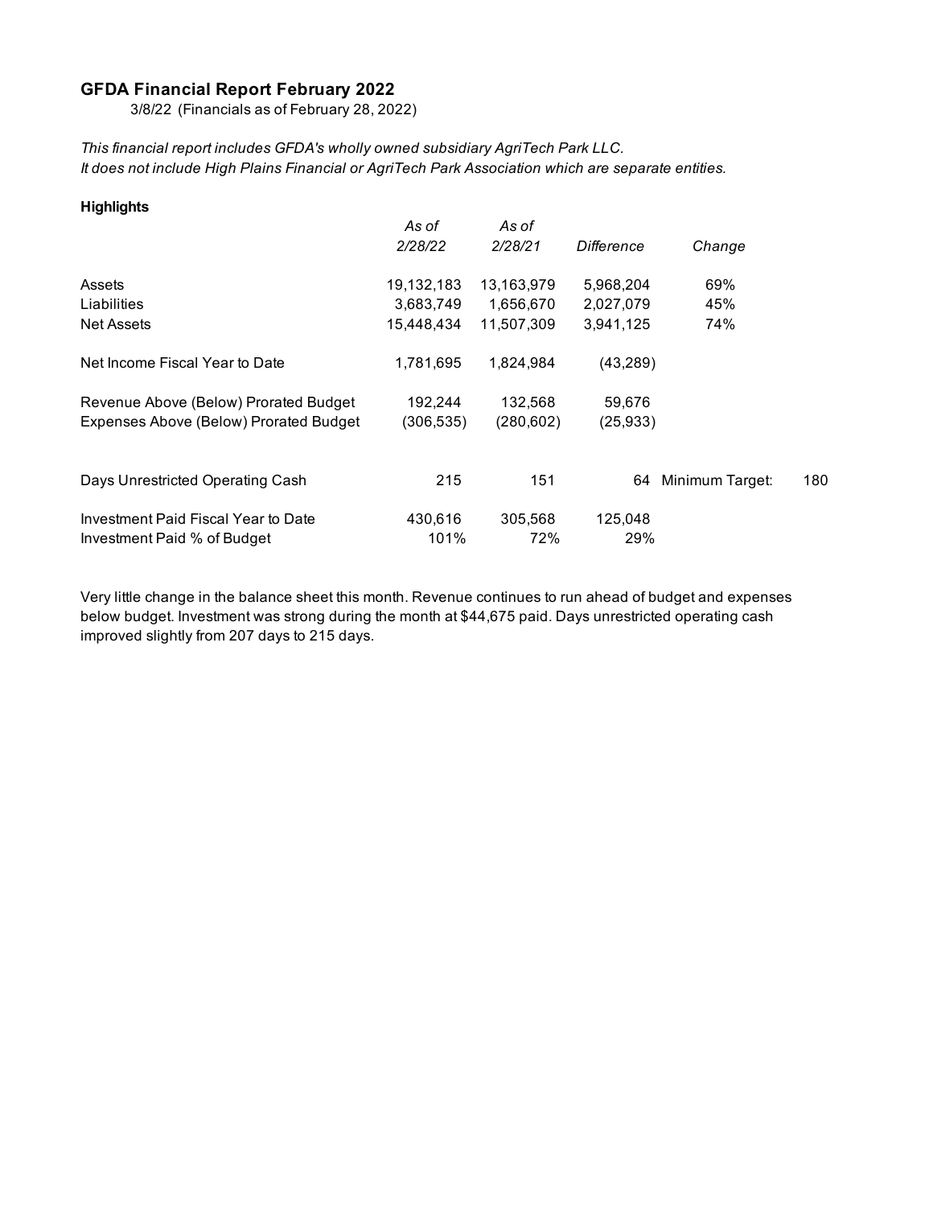## GFDA Financial Report February 2022

3/8/22 (Financials as of February 28, 2022)

*This financial report includes GFDA's wholly owned subsidiary AgriTech Park LLC.*
*It does not include High Plains Financial or AgriTech Park Association which are separate entities.*

**Highlights**

| | *As of 2/28/22* | *As of 2/28/21* | *Difference* | *Change* | |
|---|---|---|---|---|---|
| Assets | 19,132,183 | 13,163,979 | 5,968,204 | 69% | |
| Liabilities | 3,683,749 | 1,656,670 | 2,027,079 | 45% | |
| Net Assets | 15,448,434 | 11,507,309 | 3,941,125 | 74% | |
| Net Income Fiscal Year to Date | 1,781,695 | 1,824,984 | (43,289) | | |
| Revenue Above (Below) Prorated Budget | 192,244 | 132,568 | 59,676 | | |
| Expenses Above (Below) Prorated Budget | (306,535) | (280,602) | (25,933) | | |
| Days Unrestricted Operating Cash | 215 | 151 | 64 | Minimum Target: | 180 |
| Investment Paid Fiscal Year to Date | 430,616 | 305,568 | 125,048 | | |
| Investment Paid % of Budget | 101% | 72% | 29% | | |

Very little change in the balance sheet this month. Revenue continues to run ahead of budget and expenses below budget. Investment was strong during the month at $44,675 paid. Days unrestricted operating cash improved slightly from 207 days to 215 days.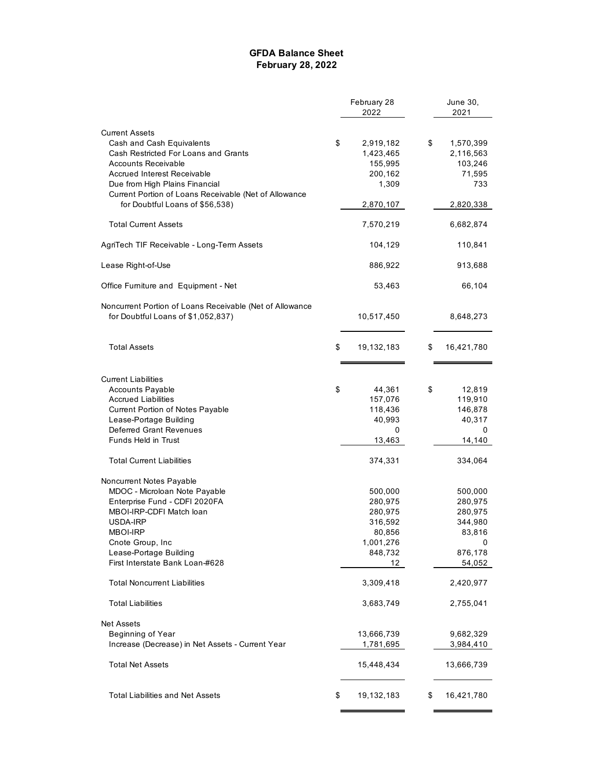# GFDA Balance Sheet
## February 28, 2022

| | February 28 2022 | June 30, 2021 |
|---|---|---|
| **Current Assets** | | |
| Cash and Cash Equivalents | $ 2,919,182 | $ 1,570,399 |
| Cash Restricted For Loans and Grants | 1,423,465 | 2,116,563 |
| Accounts Receivable | 155,995 | 103,246 |
| Accrued Interest Receivable | 200,162 | 71,595 |
| Due from High Plains Financial | 1,309 | 733 |
| Current Portion of Loans Receivable (Net of Allowance for Doubtful Loans of $56,538) | 2,870,107 | 2,820,338 |
| Total Current Assets | 7,570,219 | 6,682,874 |
| AgriTech TIF Receivable - Long-Term Assets | 104,129 | 110,841 |
| Lease Right-of-Use | 886,922 | 913,688 |
| Office Furniture and Equipment - Net | 53,463 | 66,104 |
| Noncurrent Portion of Loans Receivable (Net of Allowance for Doubtful Loans of $1,052,837) | 10,517,450 | 8,648,273 |
| Total Assets | $ 19,132,183 | $ 16,421,780 |
| **Current Liabilities** | | |
| Accounts Payable | $ 44,361 | $ 12,819 |
| Accrued Liabilities | 157,076 | 119,910 |
| Current Portion of Notes Payable | 118,436 | 146,878 |
| Lease-Portage Building | 40,993 | 40,317 |
| Deferred Grant Revenues | 0 | 0 |
| Funds Held in Trust | 13,463 | 14,140 |
| Total Current Liabilities | 374,331 | 334,064 |
| **Noncurrent Notes Payable** | | |
| MDOC - Microloan Note Payable | 500,000 | 500,000 |
| Enterprise Fund - CDFI 2020FA | 280,975 | 280,975 |
| MBOI-IRP-CDFI Match loan | 280,975 | 280,975 |
| USDA-IRP | 316,592 | 344,980 |
| MBOI-IRP | 80,856 | 83,816 |
| Cnote Group, Inc | 1,001,276 | 0 |
| Lease-Portage Building | 848,732 | 876,178 |
| First Interstate Bank Loan-#628 | 12 | 54,052 |
| Total Noncurrent Liabilities | 3,309,418 | 2,420,977 |
| Total Liabilities | 3,683,749 | 2,755,041 |
| **Net Assets** | | |
| Beginning of Year | 13,666,739 | 9,682,329 |
| Increase (Decrease) in Net Assets - Current Year | 1,781,695 | 3,984,410 |
| Total Net Assets | 15,448,434 | 13,666,739 |
| Total Liabilities and Net Assets | $ 19,132,183 | $ 16,421,780 |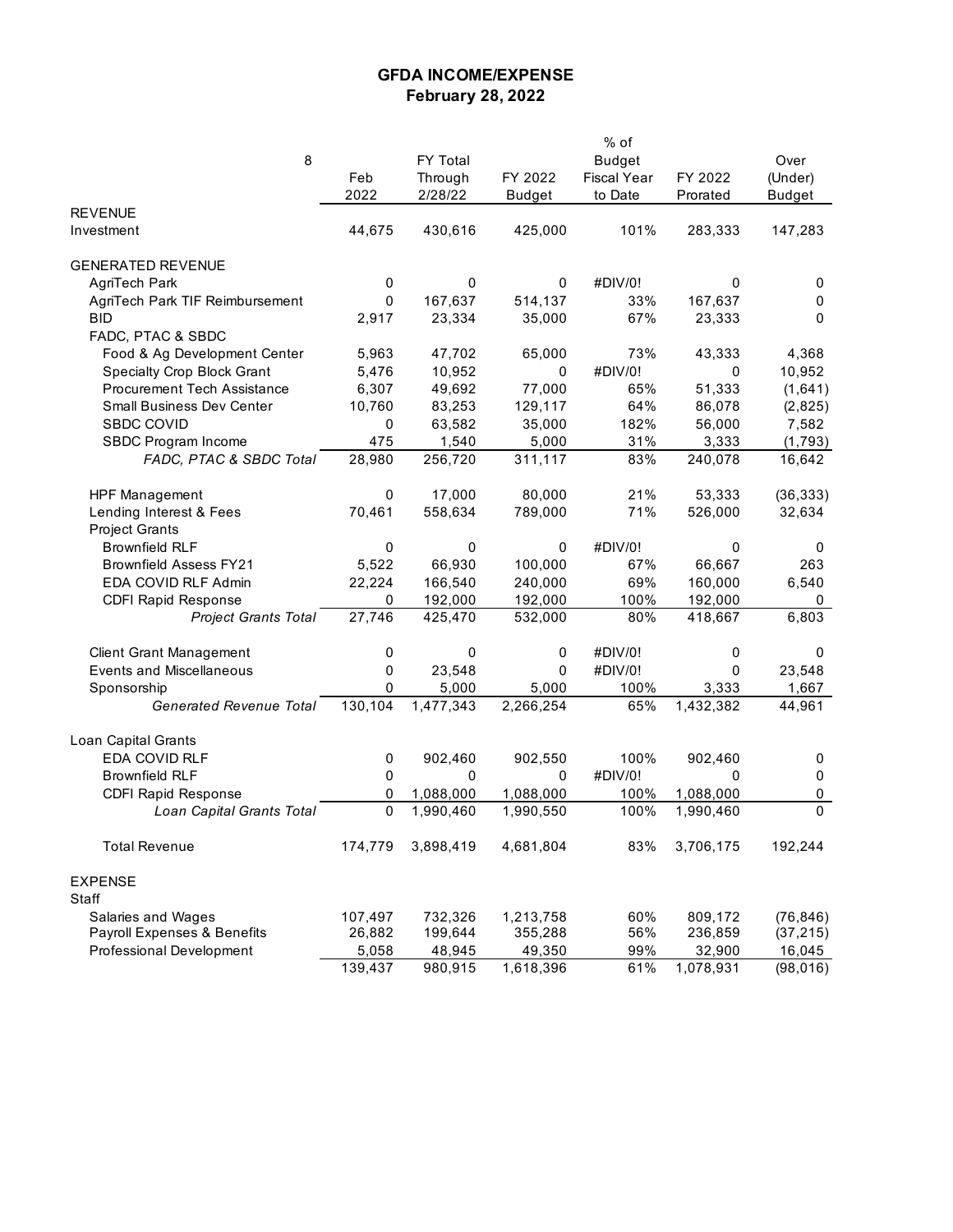# GFDA INCOME/EXPENSE
## February 28, 2022

| 8 | Feb 2022 | FY Total Through 2/28/22 | FY 2022 Budget | % of Budget Fiscal Year to Date | FY 2022 Prorated | Over (Under) Budget |
|---|---|---|---|---|---|---|
| REVENUE | | | | | | |
| Investment | 44,675 | 430,616 | 425,000 | 101% | 283,333 | 147,283 |
| | | | | | | |
| GENERATED REVENUE | | | | | | |
| AgriTech Park | 0 | 0 | 0 | #DIV/0! | 0 | 0 |
| AgriTech Park TIF Reimbursement | 0 | 167,637 | 514,137 | 33% | 167,637 | 0 |
| BID | 2,917 | 23,334 | 35,000 | 67% | 23,333 | 0 |
| FADC, PTAC & SBDC | | | | | | |
| Food & Ag Development Center | 5,963 | 47,702 | 65,000 | 73% | 43,333 | 4,368 |
| Specialty Crop Block Grant | 5,476 | 10,952 | 0 | #DIV/0! | 0 | 10,952 |
| Procurement Tech Assistance | 6,307 | 49,692 | 77,000 | 65% | 51,333 | (1,641) |
| Small Business Dev Center | 10,760 | 83,253 | 129,117 | 64% | 86,078 | (2,825) |
| SBDC COVID | 0 | 63,582 | 35,000 | 182% | 56,000 | 7,582 |
| SBDC Program Income | 475 | 1,540 | 5,000 | 31% | 3,333 | (1,793) |
| *FADC, PTAC & SBDC Total* | 28,980 | 256,720 | 311,117 | 83% | 240,078 | 16,642 |
| | | | | | | |
| HPF Management | 0 | 17,000 | 80,000 | 21% | 53,333 | (36,333) |
| Lending Interest & Fees | 70,461 | 558,634 | 789,000 | 71% | 526,000 | 32,634 |
| Project Grants | | | | | | |
| Brownfield RLF | 0 | 0 | 0 | #DIV/0! | 0 | 0 |
| Brownfield Assess FY21 | 5,522 | 66,930 | 100,000 | 67% | 66,667 | 263 |
| EDA COVID RLF Admin | 22,224 | 166,540 | 240,000 | 69% | 160,000 | 6,540 |
| CDFI Rapid Response | 0 | 192,000 | 192,000 | 100% | 192,000 | 0 |
| *Project Grants Total* | 27,746 | 425,470 | 532,000 | 80% | 418,667 | 6,803 |
| | | | | | | |
| Client Grant Management | 0 | 0 | 0 | #DIV/0! | 0 | 0 |
| Events and Miscellaneous | 0 | 23,548 | 0 | #DIV/0! | 0 | 23,548 |
| Sponsorship | 0 | 5,000 | 5,000 | 100% | 3,333 | 1,667 |
| *Generated Revenue Total* | 130,104 | 1,477,343 | 2,266,254 | 65% | 1,432,382 | 44,961 |
| | | | | | | |
| Loan Capital Grants | | | | | | |
| EDA COVID RLF | 0 | 902,460 | 902,550 | 100% | 902,460 | 0 |
| Brownfield RLF | 0 | 0 | 0 | #DIV/0! | 0 | 0 |
| CDFI Rapid Response | 0 | 1,088,000 | 1,088,000 | 100% | 1,088,000 | 0 |
| *Loan Capital Grants Total* | 0 | 1,990,460 | 1,990,550 | 100% | 1,990,460 | 0 |
| | | | | | | |
| Total Revenue | 174,779 | 3,898,419 | 4,681,804 | 83% | 3,706,175 | 192,244 |
| | | | | | | |
| EXPENSE | | | | | | |
| Staff | | | | | | |
| Salaries and Wages | 107,497 | 732,326 | 1,213,758 | 60% | 809,172 | (76,846) |
| Payroll Expenses & Benefits | 26,882 | 199,644 | 355,288 | 56% | 236,859 | (37,215) |
| Professional Development | 5,058 | 48,945 | 49,350 | 99% | 32,900 | 16,045 |
| | 139,437 | 980,915 | 1,618,396 | 61% | 1,078,931 | (98,016) |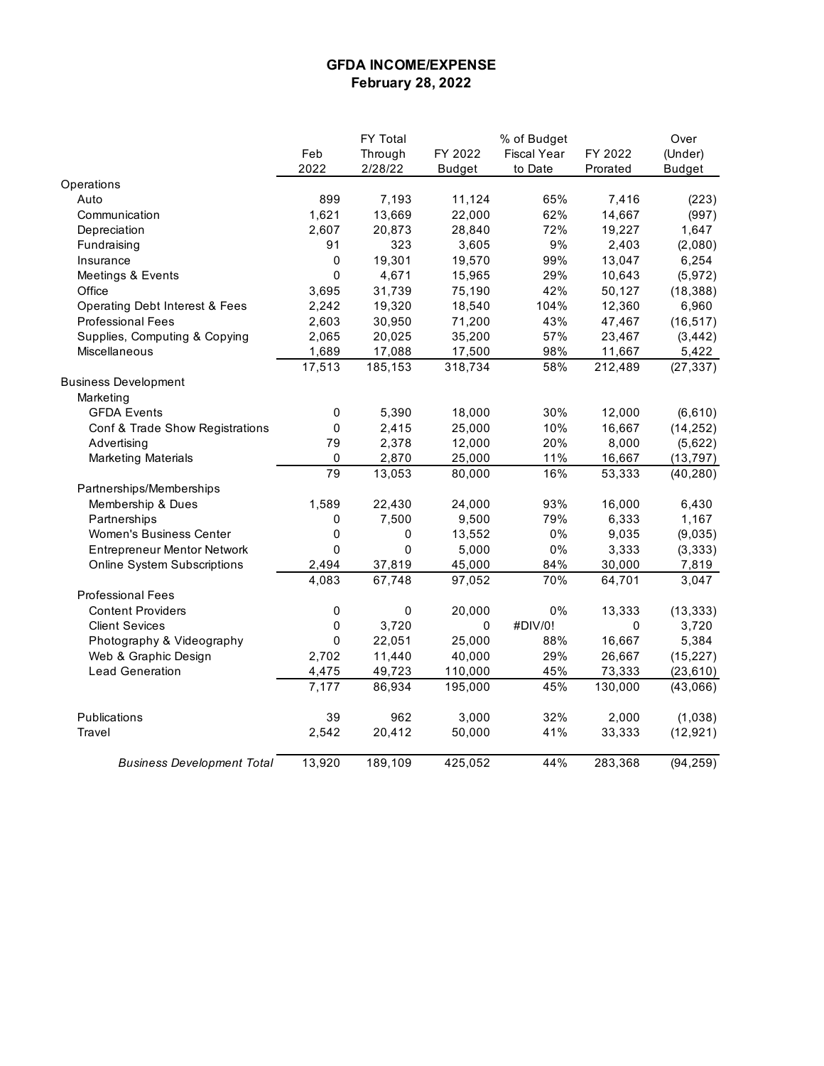# GFDA INCOME/EXPENSE
## February 28, 2022

| | Feb 2022 | FY Total Through 2/28/22 | FY 2022 Budget | % of Budget Fiscal Year to Date | FY 2022 Prorated | Over (Under) Budget |
|---|---|---|---|---|---|---|
| Operations | | | | | | |
| Auto | 899 | 7,193 | 11,124 | 65% | 7,416 | (223) |
| Communication | 1,621 | 13,669 | 22,000 | 62% | 14,667 | (997) |
| Depreciation | 2,607 | 20,873 | 28,840 | 72% | 19,227 | 1,647 |
| Fundraising | 91 | 323 | 3,605 | 9% | 2,403 | (2,080) |
| Insurance | 0 | 19,301 | 19,570 | 99% | 13,047 | 6,254 |
| Meetings & Events | 0 | 4,671 | 15,965 | 29% | 10,643 | (5,972) |
| Office | 3,695 | 31,739 | 75,190 | 42% | 50,127 | (18,388) |
| Operating Debt Interest & Fees | 2,242 | 19,320 | 18,540 | 104% | 12,360 | 6,960 |
| Professional Fees | 2,603 | 30,950 | 71,200 | 43% | 47,467 | (16,517) |
| Supplies, Computing & Copying | 2,065 | 20,025 | 35,200 | 57% | 23,467 | (3,442) |
| Miscellaneous | 1,689 | 17,088 | 17,500 | 98% | 11,667 | 5,422 |
| | 17,513 | 185,153 | 318,734 | 58% | 212,489 | (27,337) |
| Business Development | | | | | | |
| Marketing | | | | | | |
| GFDA Events | 0 | 5,390 | 18,000 | 30% | 12,000 | (6,610) |
| Conf & Trade Show Registrations | 0 | 2,415 | 25,000 | 10% | 16,667 | (14,252) |
| Advertising | 79 | 2,378 | 12,000 | 20% | 8,000 | (5,622) |
| Marketing Materials | 0 | 2,870 | 25,000 | 11% | 16,667 | (13,797) |
| | 79 | 13,053 | 80,000 | 16% | 53,333 | (40,280) |
| Partnerships/Memberships | | | | | | |
| Membership & Dues | 1,589 | 22,430 | 24,000 | 93% | 16,000 | 6,430 |
| Partnerships | 0 | 7,500 | 9,500 | 79% | 6,333 | 1,167 |
| Women's Business Center | 0 | 0 | 13,552 | 0% | 9,035 | (9,035) |
| Entrepreneur Mentor Network | 0 | 0 | 5,000 | 0% | 3,333 | (3,333) |
| Online System Subscriptions | 2,494 | 37,819 | 45,000 | 84% | 30,000 | 7,819 |
| | 4,083 | 67,748 | 97,052 | 70% | 64,701 | 3,047 |
| Professional Fees | | | | | | |
| Content Providers | 0 | 0 | 20,000 | 0% | 13,333 | (13,333) |
| Client Sevices | 0 | 3,720 | 0 | #DIV/0! | 0 | 3,720 |
| Photography & Videography | 0 | 22,051 | 25,000 | 88% | 16,667 | 5,384 |
| Web & Graphic Design | 2,702 | 11,440 | 40,000 | 29% | 26,667 | (15,227) |
| Lead Generation | 4,475 | 49,723 | 110,000 | 45% | 73,333 | (23,610) |
| | 7,177 | 86,934 | 195,000 | 45% | 130,000 | (43,066) |
| Publications | 39 | 962 | 3,000 | 32% | 2,000 | (1,038) |
| Travel | 2,542 | 20,412 | 50,000 | 41% | 33,333 | (12,921) |
| *Business Development Total* | 13,920 | 189,109 | 425,052 | 44% | 283,368 | (94,259) |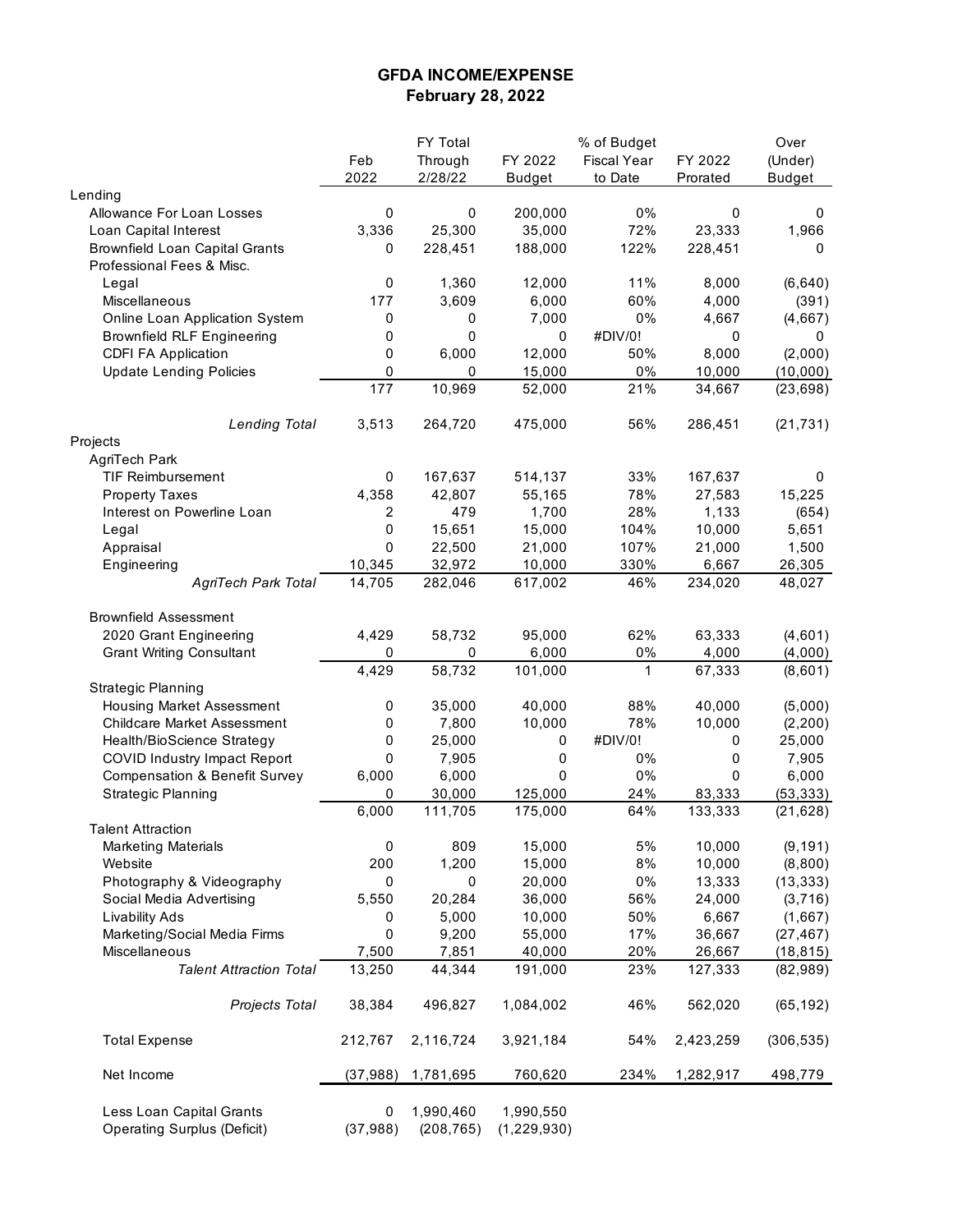# GFDA INCOME/EXPENSE
## February 28, 2022

| | Feb 2022 | FY Total Through 2/28/22 | FY 2022 Budget | % of Budget Fiscal Year to Date | FY 2022 Prorated | Over (Under) Budget |
|---|---|---|---|---|---|---|
| Lending | | | | | | |
| Allowance For Loan Losses | 0 | 0 | 200,000 | 0% | 0 | 0 |
| Loan Capital Interest | 3,336 | 25,300 | 35,000 | 72% | 23,333 | 1,966 |
| Brownfield Loan Capital Grants | 0 | 228,451 | 188,000 | 122% | 228,451 | 0 |
| Professional Fees & Misc. | | | | | | |
| Legal | 0 | 1,360 | 12,000 | 11% | 8,000 | (6,640) |
| Miscellaneous | 177 | 3,609 | 6,000 | 60% | 4,000 | (391) |
| Online Loan Application System | 0 | 0 | 7,000 | 0% | 4,667 | (4,667) |
| Brownfield RLF Engineering | 0 | 0 | 0 | #DIV/0! | 0 | 0 |
| CDFI FA Application | 0 | 6,000 | 12,000 | 50% | 8,000 | (2,000) |
| Update Lending Policies | 0 | 0 | 15,000 | 0% | 10,000 | (10,000) |
| | 177 | 10,969 | 52,000 | 21% | 34,667 | (23,698) |
| *Lending Total* | 3,513 | 264,720 | 475,000 | 56% | 286,451 | (21,731) |
| Projects | | | | | | |
| AgriTech Park | | | | | | |
| TIF Reimbursement | 0 | 167,637 | 514,137 | 33% | 167,637 | 0 |
| Property Taxes | 4,358 | 42,807 | 55,165 | 78% | 27,583 | 15,225 |
| Interest on Powerline Loan | 2 | 479 | 1,700 | 28% | 1,133 | (654) |
| Legal | 0 | 15,651 | 15,000 | 104% | 10,000 | 5,651 |
| Appraisal | 0 | 22,500 | 21,000 | 107% | 21,000 | 1,500 |
| Engineering | 10,345 | 32,972 | 10,000 | 330% | 6,667 | 26,305 |
| *AgriTech Park Total* | 14,705 | 282,046 | 617,002 | 46% | 234,020 | 48,027 |
| Brownfield Assessment | | | | | | |
| 2020 Grant Engineering | 4,429 | 58,732 | 95,000 | 62% | 63,333 | (4,601) |
| Grant Writing Consultant | 0 | 0 | 6,000 | 0% | 4,000 | (4,000) |
| | 4,429 | 58,732 | 101,000 | 1 | 67,333 | (8,601) |
| Strategic Planning | | | | | | |
| Housing Market Assessment | 0 | 35,000 | 40,000 | 88% | 40,000 | (5,000) |
| Childcare Market Assessment | 0 | 7,800 | 10,000 | 78% | 10,000 | (2,200) |
| Health/BioScience Strategy | 0 | 25,000 | 0 | #DIV/0! | 0 | 25,000 |
| COVID Industry Impact Report | 0 | 7,905 | 0 | 0% | 0 | 7,905 |
| Compensation & Benefit Survey | 6,000 | 6,000 | 0 | 0% | 0 | 6,000 |
| Strategic Planning | 0 | 30,000 | 125,000 | 24% | 83,333 | (53,333) |
| | 6,000 | 111,705 | 175,000 | 64% | 133,333 | (21,628) |
| Talent Attraction | | | | | | |
| Marketing Materials | 0 | 809 | 15,000 | 5% | 10,000 | (9,191) |
| Website | 200 | 1,200 | 15,000 | 8% | 10,000 | (8,800) |
| Photography & Videography | 0 | 0 | 20,000 | 0% | 13,333 | (13,333) |
| Social Media Advertising | 5,550 | 20,284 | 36,000 | 56% | 24,000 | (3,716) |
| Livability Ads | 0 | 5,000 | 10,000 | 50% | 6,667 | (1,667) |
| Marketing/Social Media Firms | 0 | 9,200 | 55,000 | 17% | 36,667 | (27,467) |
| Miscellaneous | 7,500 | 7,851 | 40,000 | 20% | 26,667 | (18,815) |
| *Talent Attraction Total* | 13,250 | 44,344 | 191,000 | 23% | 127,333 | (82,989) |
| *Projects Total* | 38,384 | 496,827 | 1,084,002 | 46% | 562,020 | (65,192) |
| Total Expense | 212,767 | 2,116,724 | 3,921,184 | 54% | 2,423,259 | (306,535) |
| Net Income | (37,988) | 1,781,695 | 760,620 | 234% | 1,282,917 | 498,779 |
| Less Loan Capital Grants | 0 | 1,990,460 | 1,990,550 | | | |
| Operating Surplus (Deficit) | (37,988) | (208,765) | (1,229,930) | | | |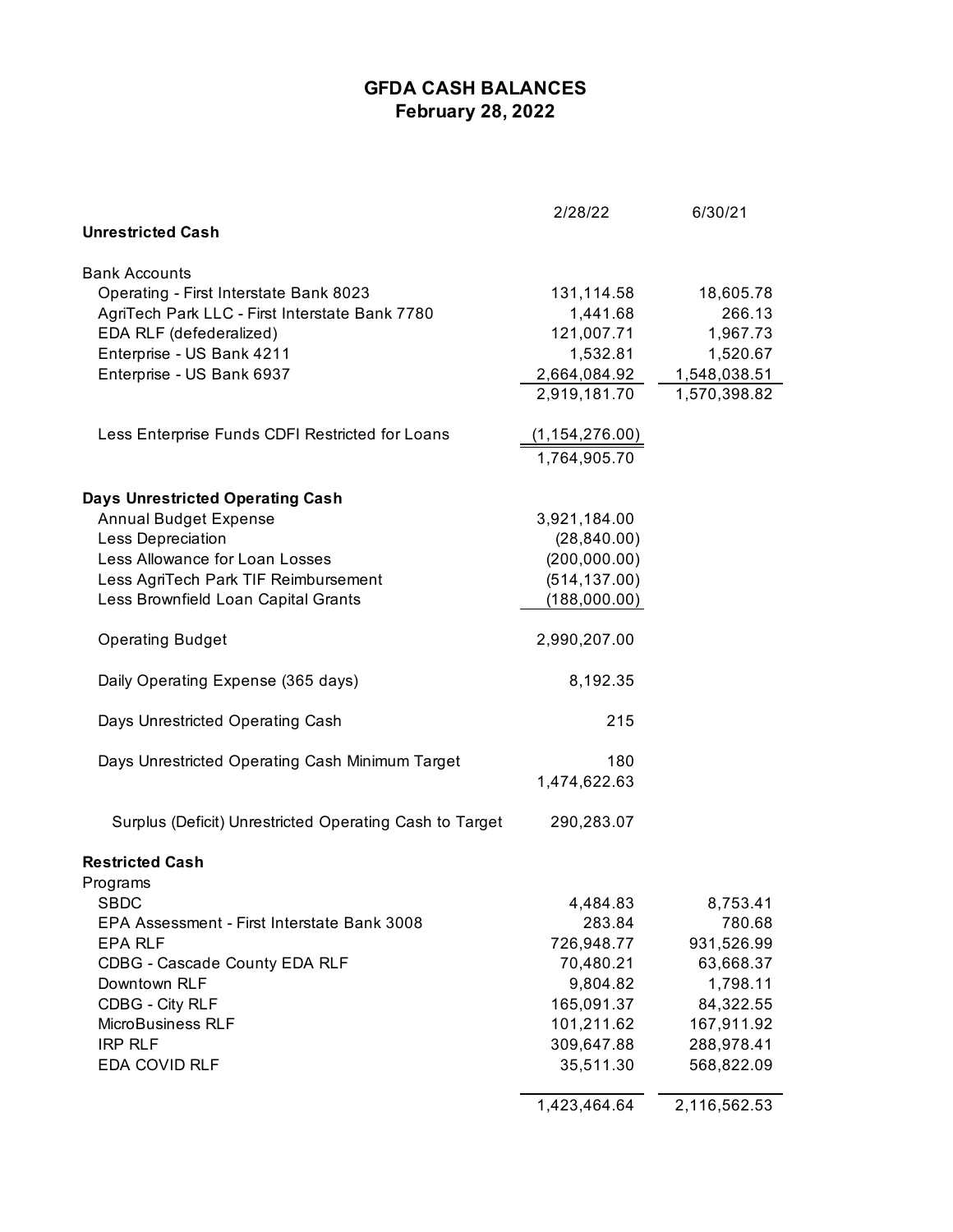# GFDA CASH BALANCES
## February 28, 2022

| | 2/28/22 | 6/30/21 |
|---|---|---|
| **Unrestricted Cash** | | |
| Bank Accounts | | |
| Operating - First Interstate Bank 8023 | 131,114.58 | 18,605.78 |
| AgriTech Park LLC - First Interstate Bank 7780 | 1,441.68 | 266.13 |
| EDA RLF (defederalized) | 121,007.71 | 1,967.73 |
| Enterprise - US Bank 4211 | 1,532.81 | 1,520.67 |
| Enterprise - US Bank 6937 | 2,664,084.92 | 1,548,038.51 |
| | 2,919,181.70 | 1,570,398.82 |
| Less Enterprise Funds CDFI Restricted for Loans | (1,154,276.00) | |
| | 1,764,905.70 | |
| **Days Unrestricted Operating Cash** | | |
| Annual Budget Expense | 3,921,184.00 | |
| Less Depreciation | (28,840.00) | |
| Less Allowance for Loan Losses | (200,000.00) | |
| Less AgriTech Park TIF Reimbursement | (514,137.00) | |
| Less Brownfield Loan Capital Grants | (188,000.00) | |
| Operating Budget | 2,990,207.00 | |
| Daily Operating Expense (365 days) | 8,192.35 | |
| Days Unrestricted Operating Cash | 215 | |
| Days Unrestricted Operating Cash Minimum Target | 180 | |
| | 1,474,622.63 | |
| Surplus (Deficit) Unrestricted Operating Cash to Target | 290,283.07 | |
| **Restricted Cash** | | |
| Programs | | |
| SBDC | 4,484.83 | 8,753.41 |
| EPA Assessment - First Interstate Bank 3008 | 283.84 | 780.68 |
| EPA RLF | 726,948.77 | 931,526.99 |
| CDBG - Cascade County EDA RLF | 70,480.21 | 63,668.37 |
| Downtown RLF | 9,804.82 | 1,798.11 |
| CDBG - City RLF | 165,091.37 | 84,322.55 |
| MicroBusiness RLF | 101,211.62 | 167,911.92 |
| IRP RLF | 309,647.88 | 288,978.41 |
| EDA COVID RLF | 35,511.30 | 568,822.09 |
| | 1,423,464.64 | 2,116,562.53 |